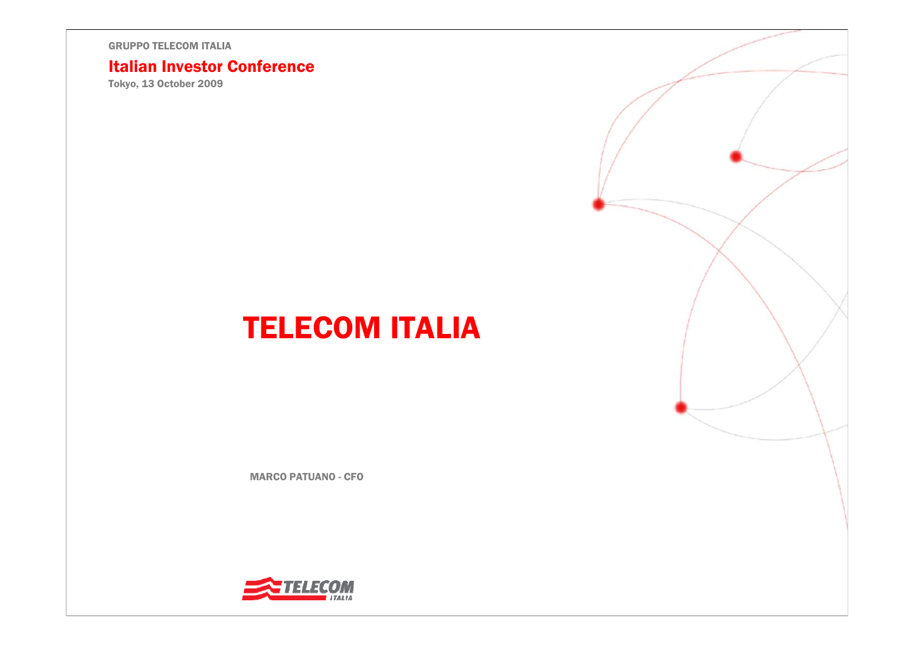GRUPPO TELECOM ITALIA

## Italian Investor Conference

Tokyo, 13 October 2009

# TELECOM ITALIA

MARCO PATUANO - CFO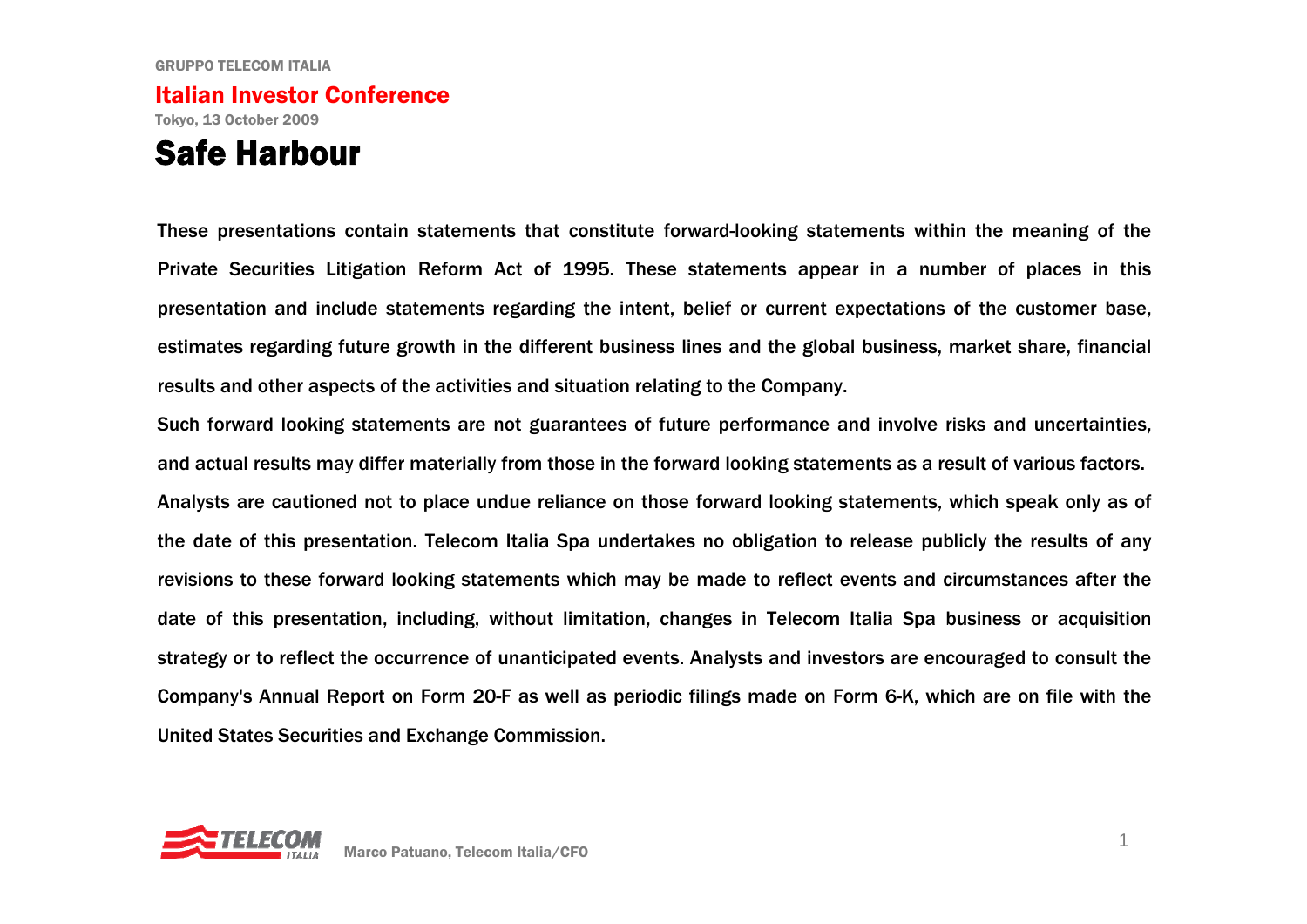GRUPPO TELECOM ITALIA

**Italian Investor Conference**

Tokyo, 13 October 2009

# Safe Harbour

These presentations contain statements that constitute forward-looking statements within the meaning of the Private Securities Litigation Reform Act of 1995. These statements appear in a number of places in this presentation and include statements regarding the intent, belief or current expectations of the customer base, estimates regarding future growth in the different business lines and the global business, market share, financial results and other aspects of the activities and situation relating to the Company.

Such forward looking statements are not guarantees of future performance and involve risks and uncertainties, and actual results may differ materially from those in the forward looking statements as a result of various factors.

Analysts are cautioned not to place undue reliance on those forward looking statements, which speak only as of the date of this presentation. Telecom Italia Spa undertakes no obligation to release publicly the results of any revisions to these forward looking statements which may be made to reflect events and circumstances after the date of this presentation, including, without limitation, changes in Telecom Italia Spa business or acquisition strategy or to reflect the occurrence of unanticipated events. Analysts and investors are encouraged to consult the Company's Annual Report on Form 20-F as well as periodic filings made on Form 6-K, which are on file with the United States Securities and Exchange Commission.

Marco Patuano, Telecom Italia/CFO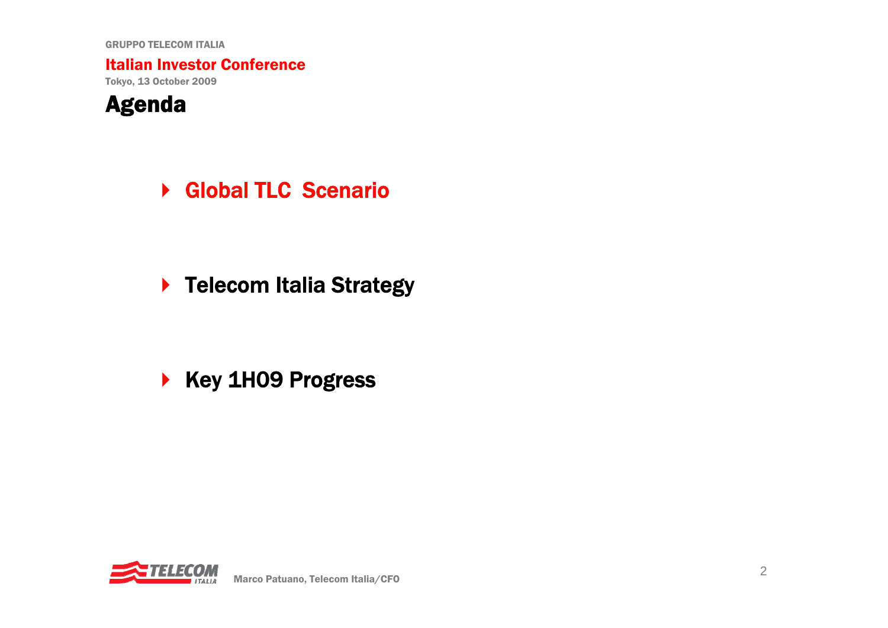# Agenda

- **Global TLC Scenario**
- **Telecom Italia Strategy**
- **Key 1H09 Progress**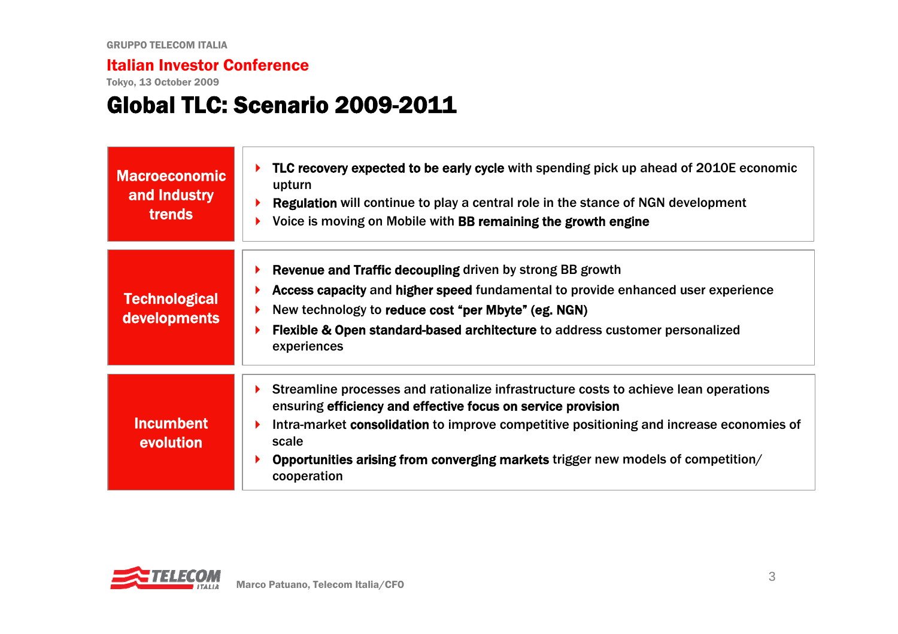# Global TLC: Scenario 2009-2011

| | |
|---|---|
| **Macroeconomic and Industry trends** | ▸ **TLC recovery expected to be early cycle** with spending pick up ahead of 2010E economic upturn<br>▸ **Regulation** will continue to play a central role in the stance of NGN development<br>▸ Voice is moving on Mobile with **BB remaining the growth engine** |
| **Technological developments** | ▸ **Revenue and Traffic decoupling** driven by strong BB growth<br>▸ **Access capacity** and **higher speed** fundamental to provide enhanced user experience<br>▸ New technology to **reduce cost "per Mbyte" (eg. NGN)**<br>▸ **Flexible & Open standard-based architecture** to address customer personalized experiences |
| **Incumbent evolution** | ▸ Streamline processes and rationalize infrastructure costs to achieve lean operations ensuring **efficiency and effective focus on service provision**<br>▸ Intra-market **consolidation** to improve competitive positioning and increase economies of scale<br>▸ **Opportunities arising from converging markets** trigger new models of competition/ cooperation |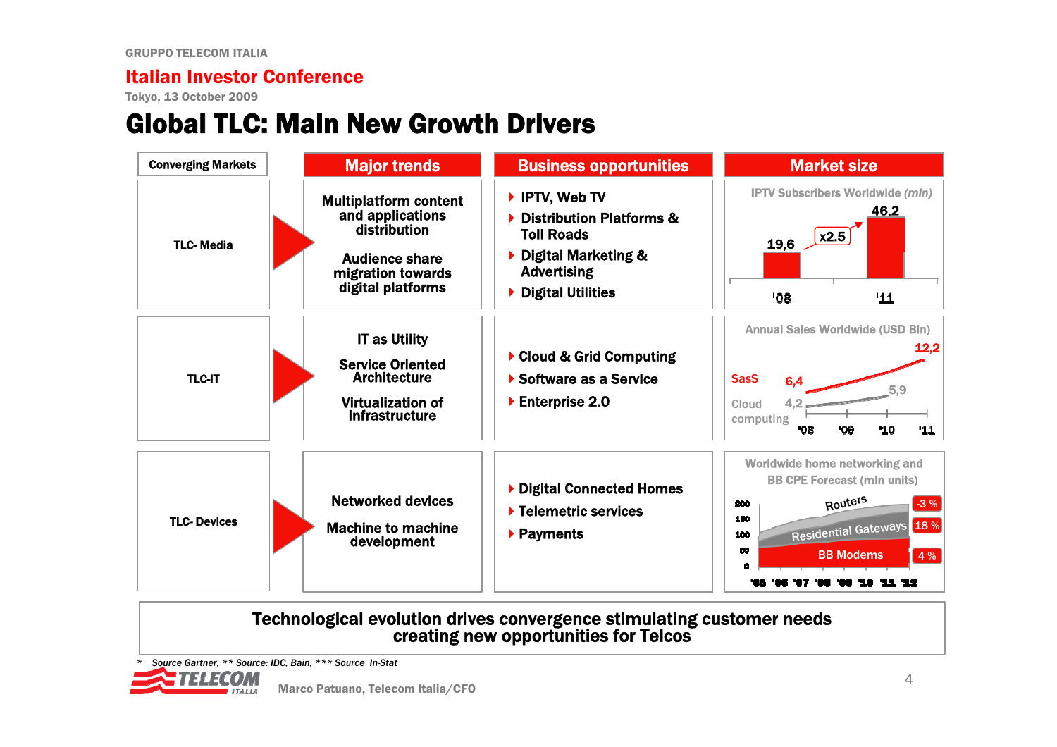GRUPPO TELECOM ITALIA

**Italian Investor Conference**

Tokyo, 13 October 2009

# Global TLC: Main New Growth Drivers

| Converging Markets | Major trends | Business opportunities | Market size |
|---|---|---|---|
| TLC- Media | Multiplatform content and applications distribution<br><br>Audience share migration towards digital platforms | ▸ IPTV, Web TV<br>▸ Distribution Platforms & Toll Roads<br>▸ Digital Marketing & Advertising<br>▸ Digital Utilities | IPTV Subscribers Worldwide *(mln)*: '08: 19,6; '11: 46,2 (x2.5) |
| TLC-IT | IT as Utility<br><br>Service Oriented Architecture<br><br>Virtualization of Infrastructure | ▸ Cloud & Grid Computing<br>▸ Software as a Service<br>▸ Enterprise 2.0 | Annual Sales Worldwide (USD Bln): SasS 6,4 ('08) → 12,2 ('11); Cloud computing 4,2 ('08) → 5,9 ('11) |
| TLC- Devices | Networked devices<br><br>Machine to machine development | ▸ Digital Connected Homes<br>▸ Telemetric services<br>▸ Payments | Worldwide home networking and BB CPE Forecast (mln units) '05–'12: Routers -3 %; Residential Gateways 18 %; BB Modems 4 % |

**Technological evolution drives convergence stimulating customer needs creating new opportunities for Telcos**

* *Source Gartner, ** Source: IDC, Bain, *** Source In-Stat*

Marco Patuano, Telecom Italia/CFO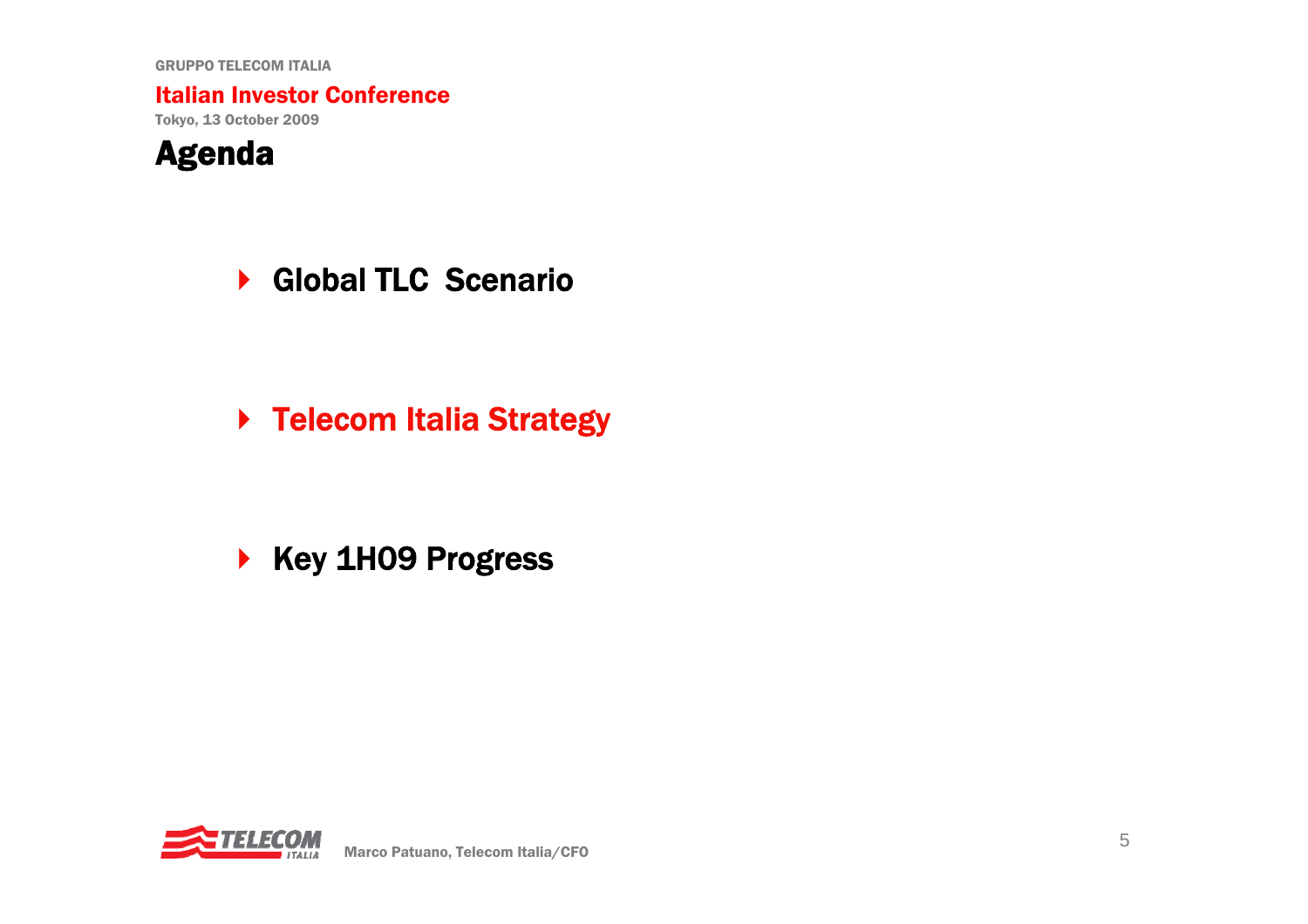# Agenda

- Global TLC Scenario
- **Telecom Italia Strategy**
- Key 1H09 Progress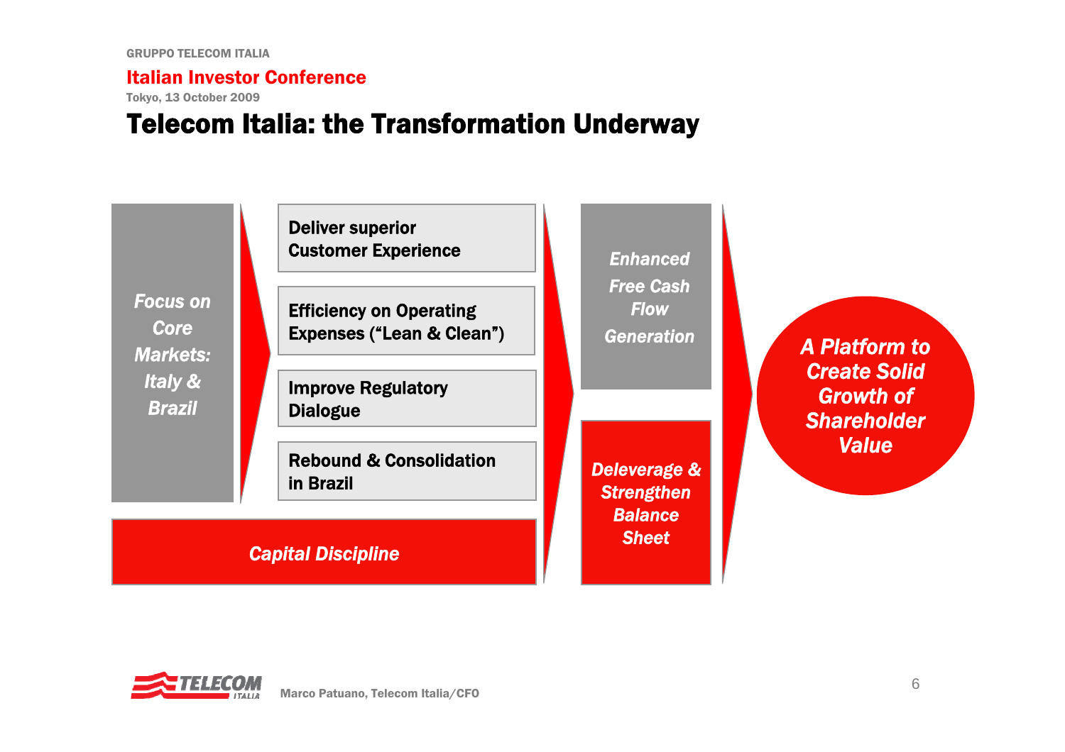# Telecom Italia: the Transformation Underway

*Focus on Core Markets: Italy & Brazil*

- **Deliver superior Customer Experience**
- **Efficiency on Operating Expenses ("Lean & Clean")**
- **Improve Regulatory Dialogue**
- **Rebound & Consolidation in Brazil**

*Capital Discipline*

*Enhanced Free Cash Flow Generation*

*Deleverage & Strengthen Balance Sheet*

*A Platform to Create Solid Growth of Shareholder Value*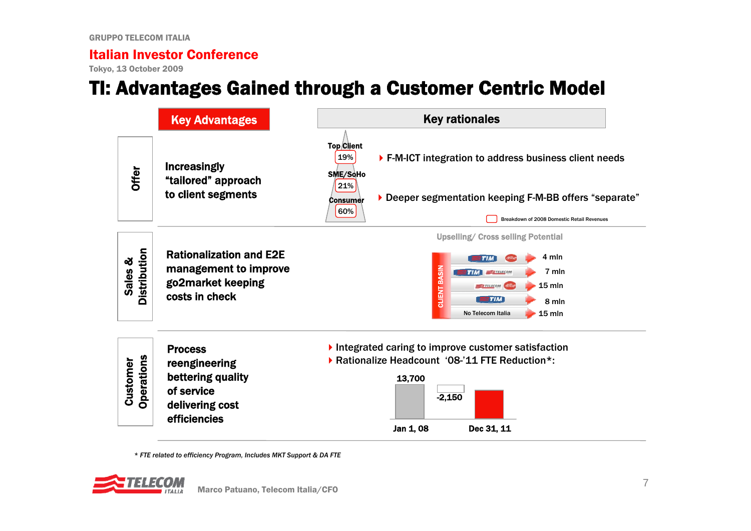# TI: Advantages Gained through a Customer Centric Model

| | Key Advantages | Key rationales |
|---|---|---|
| Offer | Increasingly "tailored" approach to client segments | Top Client 19%; SME/SoHo 21%; Consumer 60% (Breakdown of 2008 Domestic Retail Revenues) — F-M-ICT integration to address business client needs; Deeper segmentation keeping F-M-BB offers "separate" |
| Sales & Distribution | Rationalization and E2E management to improve go2market keeping costs in check | Upselling/ Cross selling Potential |
| Customer Operations | Process reengineering bettering quality of service delivering cost efficiencies | Integrated caring to improve customer satisfaction; Rationalize Headcount '08-'11 FTE Reduction*: |

**Upselling/ Cross selling Potential**

| CLIENT BASIN | |
|---|---|
| TIM + Alice | 4 mln |
| TIM + Telecom | 7 mln |
| Telecom + Alice | 15 mln |
| TIM | 8 mln |
| No Telecom Italia | 15 mln |

- Integrated caring to improve customer satisfaction
- Rationalize Headcount '08-'11 FTE Reduction*:

| Jan 1, 08 | | Dec 31, 11 |
|---|---|---|
| 13,700 | -2,150 | |

\* FTE related to efficiency Program, Includes MKT Support & DA FTE

Marco Patuano, Telecom Italia/CFO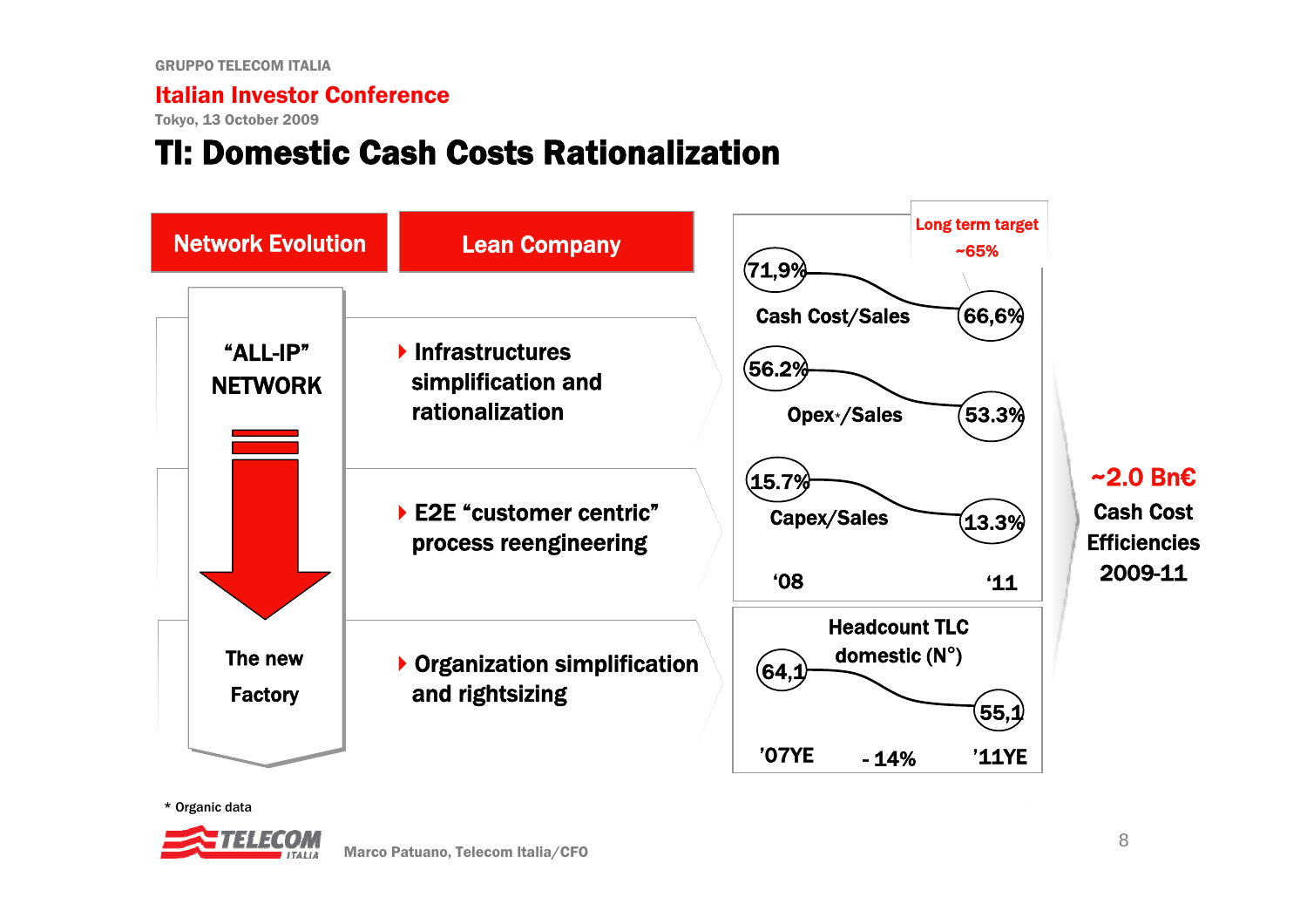# TI: Domestic Cash Costs Rationalization

**Network Evolution** | **Lean Company**

**"ALL-IP" NETWORK** → **The new Factory**

- Infrastructures simplification and rationalization
- E2E "customer centric" process reengineering
- Organization simplification and rightsizing

| | '08 | '11 |
|---|---|---|
| Cash Cost/Sales | 71,9% | 66,6% |
| Opex*/Sales | 56.2% | 53.3% |
| Capex/Sales | 15.7% | 13.3% |

Long term target ~65%

| Headcount TLC domestic (N°) | '07YE | '11YE |
|---|---|---|
| | 64,1 | 55,1 |

- 14%

**~2.0 Bn€ Cash Cost Efficiencies 2009-11**

\* Organic data

Marco Patuano, Telecom Italia/CFO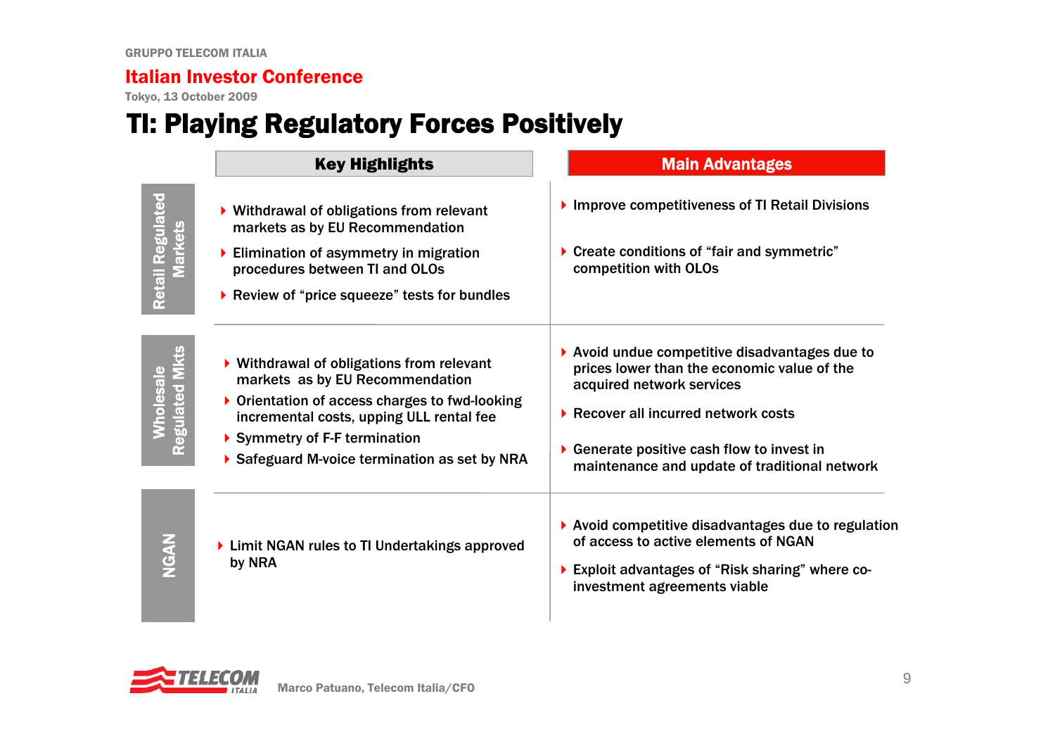GRUPPO TELECOM ITALIA

## Italian Investor Conference

Tokyo, 13 October 2009

# TI: Playing Regulatory Forces Positively

| | Key Highlights | Main Advantages |
|---|---|---|
| **Retail Regulated Markets** | • Withdrawal of obligations from relevant markets as by EU Recommendation<br>• Elimination of asymmetry in migration procedures between TI and OLOs<br>• Review of "price squeeze" tests for bundles | • Improve competitiveness of TI Retail Divisions<br>• Create conditions of "fair and symmetric" competition with OLOs |
| **Wholesale Regulated Mkts** | • Withdrawal of obligations from relevant markets as by EU Recommendation<br>• Orientation of access charges to fwd-looking incremental costs, upping ULL rental fee<br>• Symmetry of F-F termination<br>• Safeguard M-voice termination as set by NRA | • Avoid undue competitive disadvantages due to prices lower than the economic value of the acquired network services<br>• Recover all incurred network costs<br>• Generate positive cash flow to invest in maintenance and update of traditional network |
| **NGAN** | • Limit NGAN rules to TI Undertakings approved by NRA | • Avoid competitive disadvantages due to regulation of access to active elements of NGAN<br>• Exploit advantages of "Risk sharing" where co-investment agreements viable |

Marco Patuano, Telecom Italia/CFO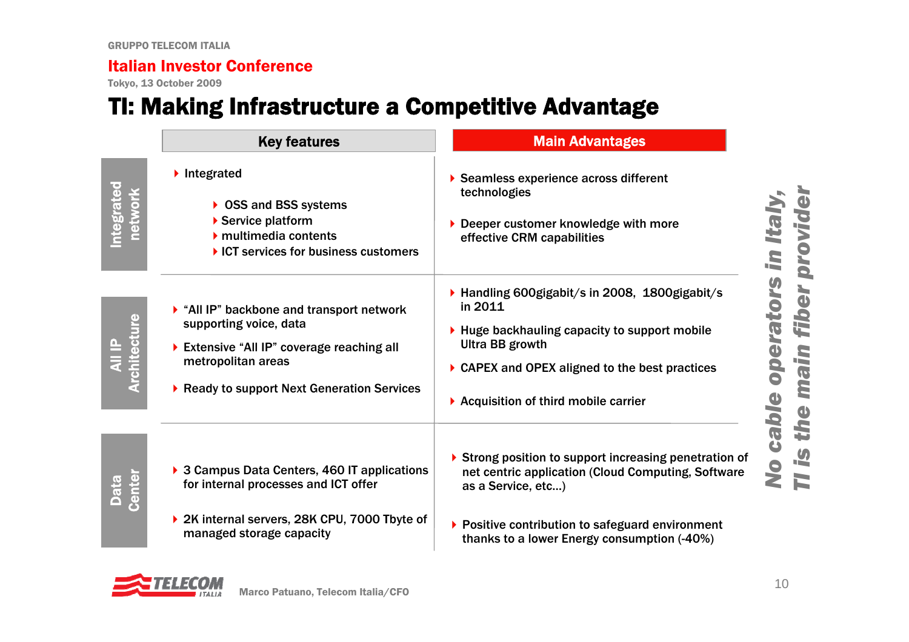GRUPPO TELECOM ITALIA

**Italian Investor Conference**

Tokyo, 13 October 2009

# TI: Making Infrastructure a Competitive Advantage

| | Key features | Main Advantages |
|---|---|---|
| **Integrated network** | Integrated<br>- OSS and BSS systems<br>- Service platform<br>- multimedia contents<br>- ICT services for business customers | - Seamless experience across different technologies<br>- Deeper customer knowledge with more effective CRM capabilities |
| **All IP Architecture** | - "All IP" backbone and transport network supporting voice, data<br>- Extensive "All IP" coverage reaching all metropolitan areas<br>- Ready to support Next Generation Services | - Handling 600gigabit/s in 2008, 1800gigabit/s in 2011<br>- Huge backhauling capacity to support mobile Ultra BB growth<br>- CAPEX and OPEX aligned to the best practices<br>- Acquisition of third mobile carrier |
| **Data Center** | - 3 Campus Data Centers, 460 IT applications for internal processes and ICT offer<br>- 2K internal servers, 28K CPU, 7000 Tbyte of managed storage capacity | - Strong position to support increasing penetration of net centric application (Cloud Computing, Software as a Service, etc…)<br>- Positive contribution to safeguard environment thanks to a lower Energy consumption (-40%) |

***No cable operators in Italy, TI is the main fiber provider***

Marco Patuano, Telecom Italia/CFO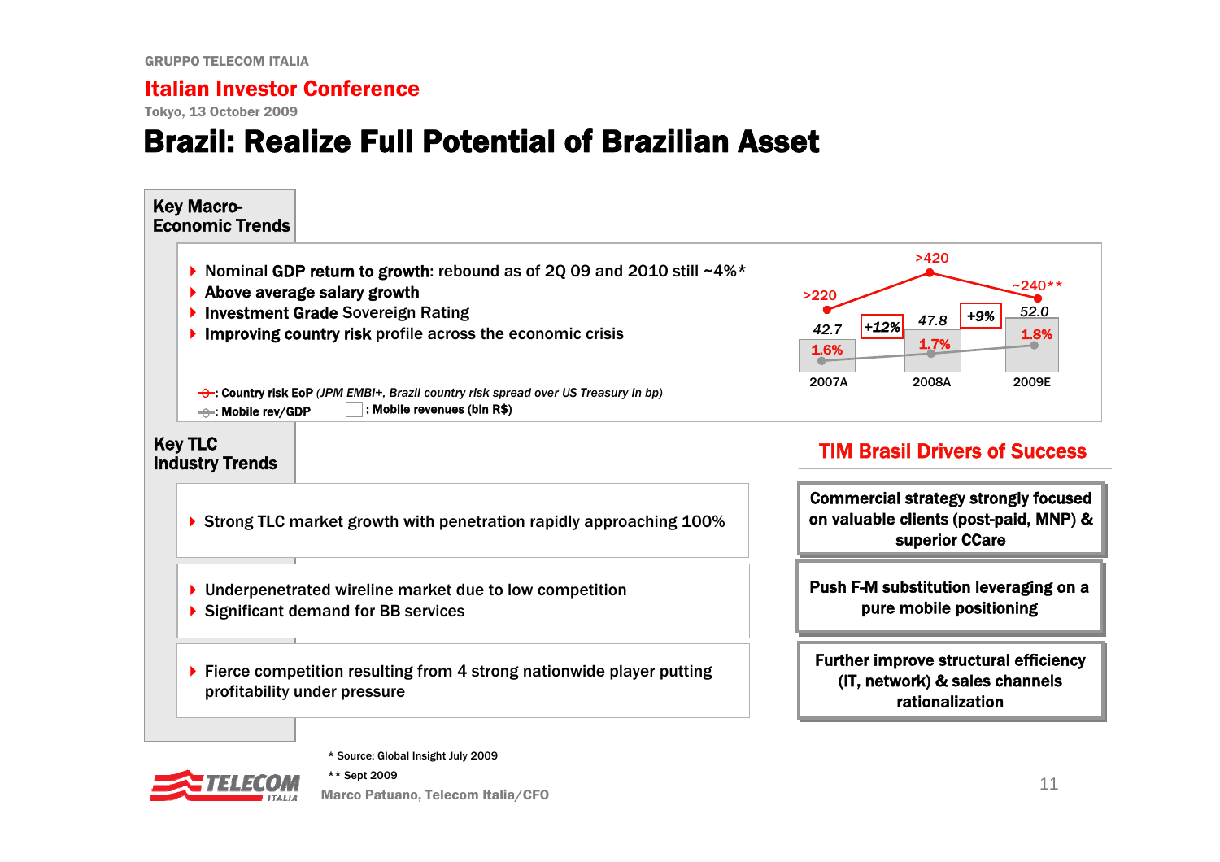# Brazil: Realize Full Potential of Brazilian Asset

## Key Macro-Economic Trends

- Nominal **GDP return to growth**: rebound as of 2Q 09 and 2010 still ~4%*
- **Above average salary growth**
- **Investment Grade** Sovereign Rating
- **Improving country risk** profile across the economic crisis

| | 2007A | 2008A | 2009E |
|---|---|---|---|
| Country risk EoP (JPM EMBI+, Brazil country risk spread over US Treasury in bp) | >220 | >420 | ~240** |
| Mobile revenues (bln R$) | 42.7 | 47.8 (+12%) | 52.0 (+9%) |
| Mobile rev/GDP | 1.6% | 1.7% | 1.8% |

## Key TLC Industry Trends

- Strong TLC market growth with penetration rapidly approaching 100%

- Underpenetrated wireline market due to low competition
- Significant demand for BB services

- Fierce competition resulting from 4 strong nationwide player putting profitability under pressure

## TIM Brasil Drivers of Success

- **Commercial strategy strongly focused on valuable clients (post-paid, MNP) & superior CCare**
- **Push F-M substitution leveraging on a pure mobile positioning**
- **Further improve structural efficiency (IT, network) & sales channels rationalization**

\* Source: Global Insight July 2009

\*\* Sept 2009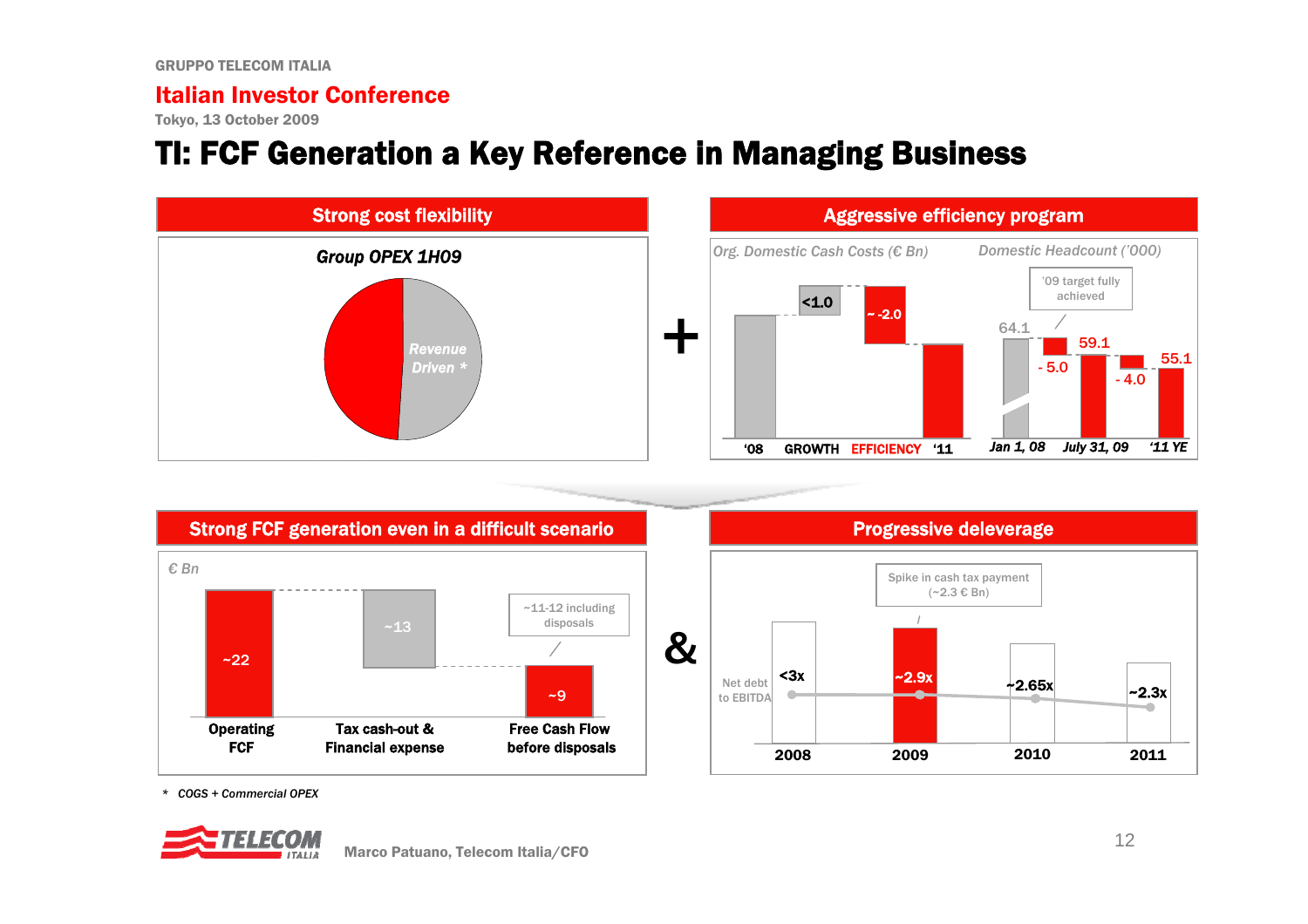# TI: FCF Generation a Key Reference in Managing Business

## Strong cost flexibility

**Group OPEX 1H09**

*Revenue Driven \**

## Aggressive efficiency program

*Org. Domestic Cash Costs (€ Bn)*

| '08 | GROWTH | EFFICIENCY | '11 |
|---|---|---|---|
| | <1.0 | ~ -2.0 | |

*Domestic Headcount ('000)*

'09 target fully achieved

| Jan 1, 08 | | July 31, 09 | | '11 YE |
|---|---|---|---|---|
| 64.1 | - 5.0 | 59.1 | - 4.0 | 55.1 |

## Strong FCF generation even in a difficult scenario

*€ Bn*

| Operating FCF | Tax cash-out & Financial expense | Free Cash Flow before disposals |
|---|---|---|
| ~22 | ~13 | ~9 |

~11-12 including disposals

## Progressive deleverage

Net debt to EBITDA

| 2008 | 2009 | 2010 | 2011 |
|---|---|---|---|
| <3x | ~2.9x | ~2.65x | ~2.3x |

Spike in cash tax payment (~2.3 € Bn)

\* COGS + Commercial OPEX

Marco Patuano, Telecom Italia/CFO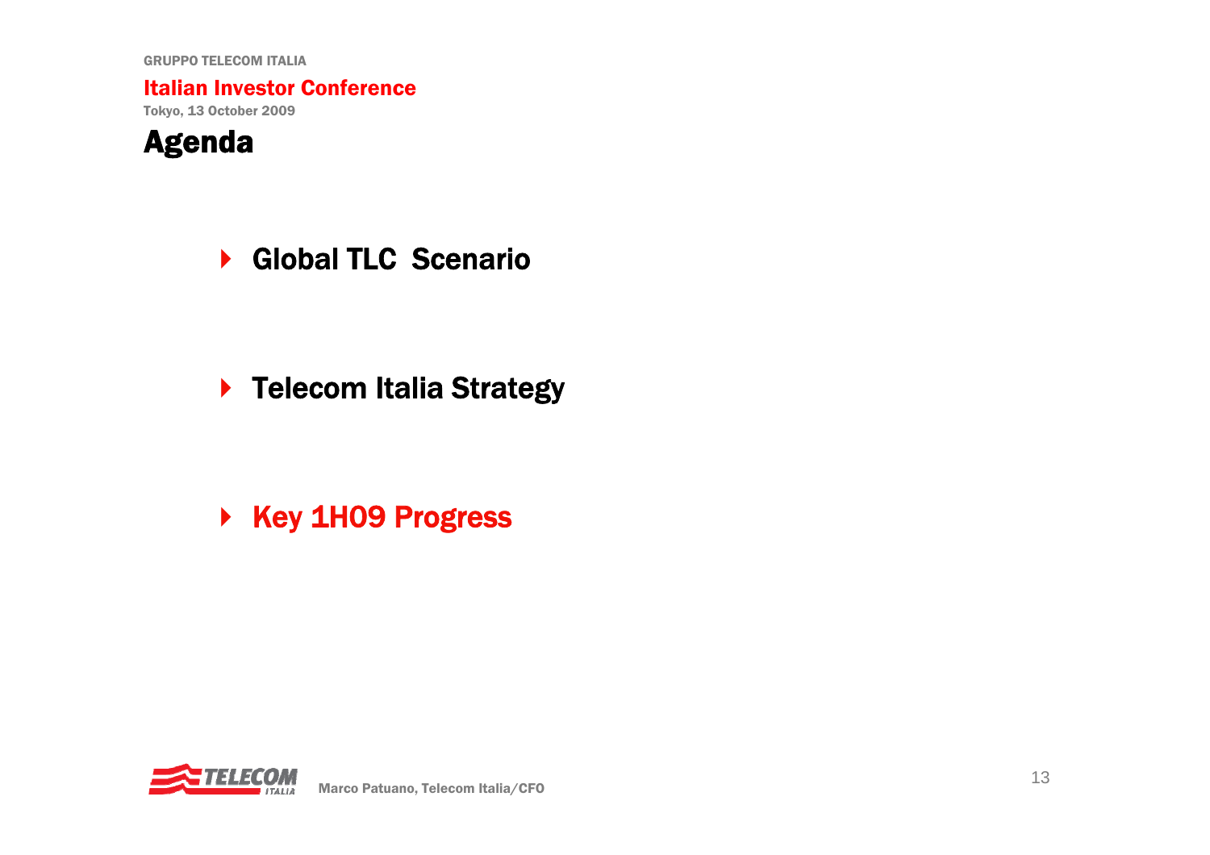# Agenda

- Global TLC Scenario
- Telecom Italia Strategy
- **Key 1H09 Progress**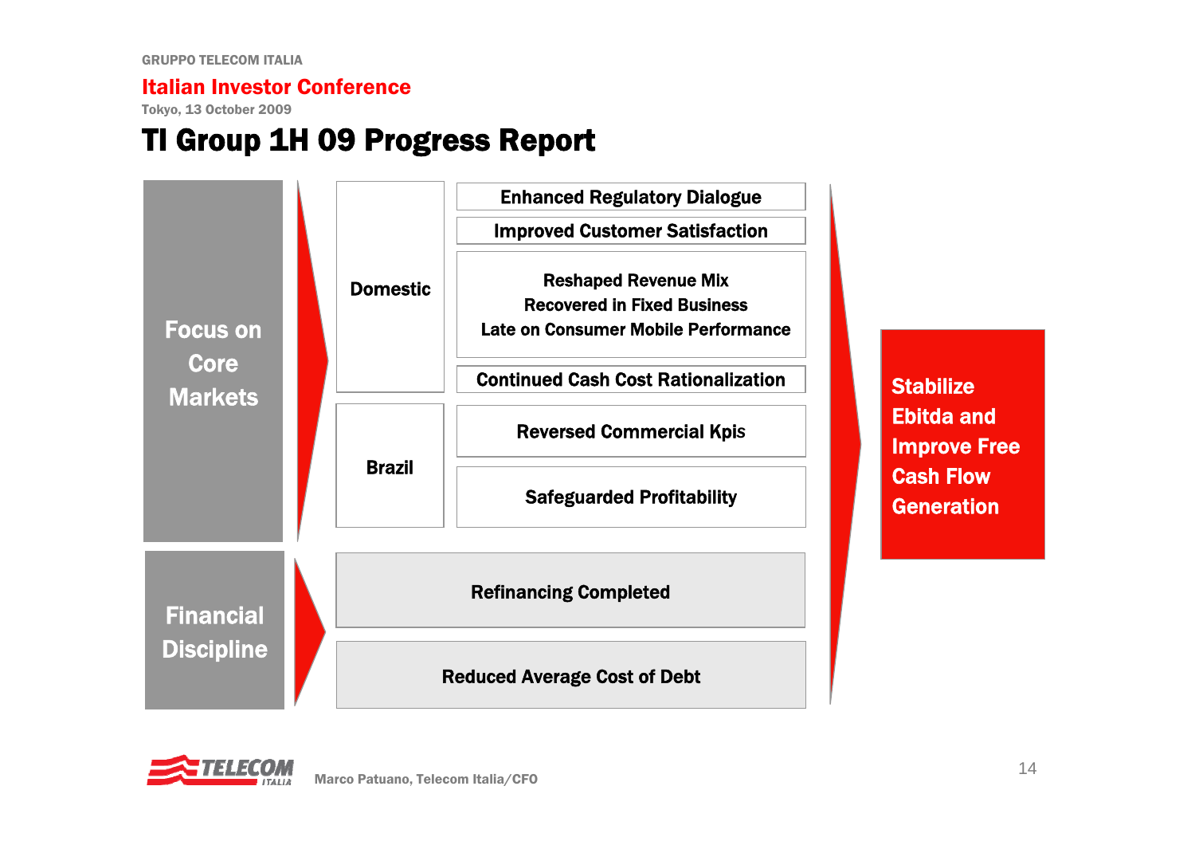GRUPPO TELECOM ITALIA

**Italian Investor Conference**

Tokyo, 13 October 2009

# TI Group 1H 09 Progress Report

**Focus on Core Markets**

- **Domestic**
  - Enhanced Regulatory Dialogue
  - Improved Customer Satisfaction
  - Reshaped Revenue Mix
    Recovered in Fixed Business
    Late on Consumer Mobile Performance
  - Continued Cash Cost Rationalization
- **Brazil**
  - Reversed Commercial Kpis
  - Safeguarded Profitability

**Financial Discipline**

- Refinancing Completed
- Reduced Average Cost of Debt

**Stabilize Ebitda and Improve Free Cash Flow Generation**

Marco Patuano, Telecom Italia/CFO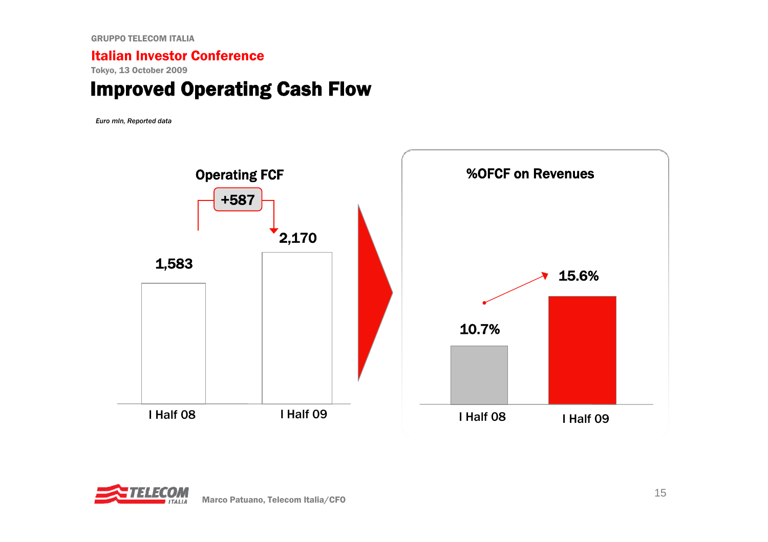GRUPPO TELECOM ITALIA

**Italian Investor Conference**

Tokyo, 13 October 2009

# Improved Operating Cash Flow

*Euro mln, Reported data*

**Operating FCF**

| | I Half 08 | I Half 09 |
|---|---|---|
| Operating FCF | 1,583 | 2,170 |

+587

**%OFCF on Revenues**

| | I Half 08 | I Half 09 |
|---|---|---|
| %OFCF on Revenues | 10.7% | 15.6% |

Marco Patuano, Telecom Italia/CFO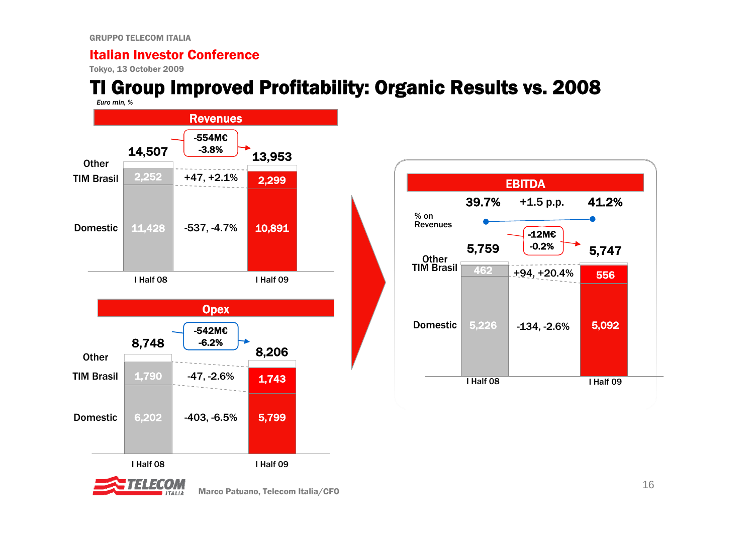GRUPPO TELECOM ITALIA

**Italian Investor Conference**

Tokyo, 13 October 2009

# TI Group Improved Profitability: Organic Results vs. 2008

*Euro mln, %*

## Revenues

| | I Half 08 | Change | I Half 09 |
|---|---|---|---|
| Total | 14,507 | -554M€ -3.8% | 13,953 |
| Other | | | |
| TIM Brasil | 2,252 | +47, +2.1% | 2,299 |
| Domestic | 11,428 | -537, -4.7% | 10,891 |

## Opex

| | I Half 08 | Change | I Half 09 |
|---|---|---|---|
| Total | 8,748 | -542M€ -6.2% | 8,206 |
| Other | | | |
| TIM Brasil | 1,790 | -47, -2.6% | 1,743 |
| Domestic | 6,202 | -403, -6.5% | 5,799 |

## EBITDA

| | I Half 08 | Change | I Half 09 |
|---|---|---|---|
| % on Revenues | 39.7% | +1.5 p.p. | 41.2% |
| Total | 5,759 | -12M€ -0.2% | 5,747 |
| Other | | | |
| TIM Brasil | 462 | +94, +20.4% | 556 |
| Domestic | 5,226 | -134, -2.6% | 5,092 |

Marco Patuano, Telecom Italia/CFO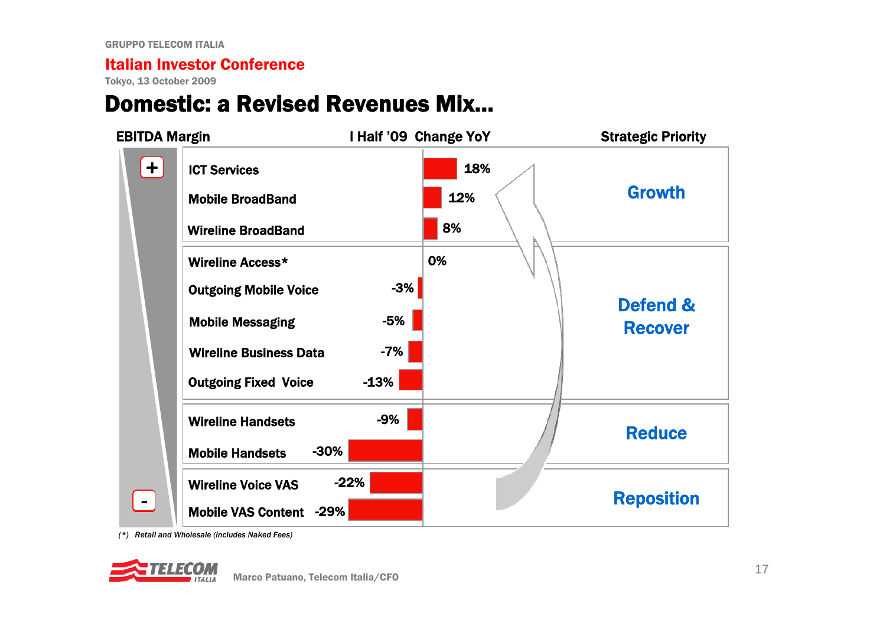GRUPPO TELECOM ITALIA

**Italian Investor Conference**

Tokyo, 13 October 2009

# Domestic: a Revised Revenues Mix...

| EBITDA Margin | | I Half '09 Change YoY | Strategic Priority |
|---|---|---|---|
| + | ICT Services | 18% | Growth |
| | Mobile BroadBand | 12% | |
| | Wireline BroadBand | 8% | |
| | Wireline Access* | 0% | Defend & Recover |
| | Outgoing Mobile Voice | -3% | |
| | Mobile Messaging | -5% | |
| | Wireline Business Data | -7% | |
| | Outgoing Fixed Voice | -13% | |
| | Wireline Handsets | -9% | Reduce |
| | Mobile Handsets | -30% | |
| | Wireline Voice VAS | -22% | Reposition |
| - | Mobile VAS Content | -29% | |

*(\*) Retail and Wholesale (includes Naked Fees)*

Marco Patuano, Telecom Italia/CFO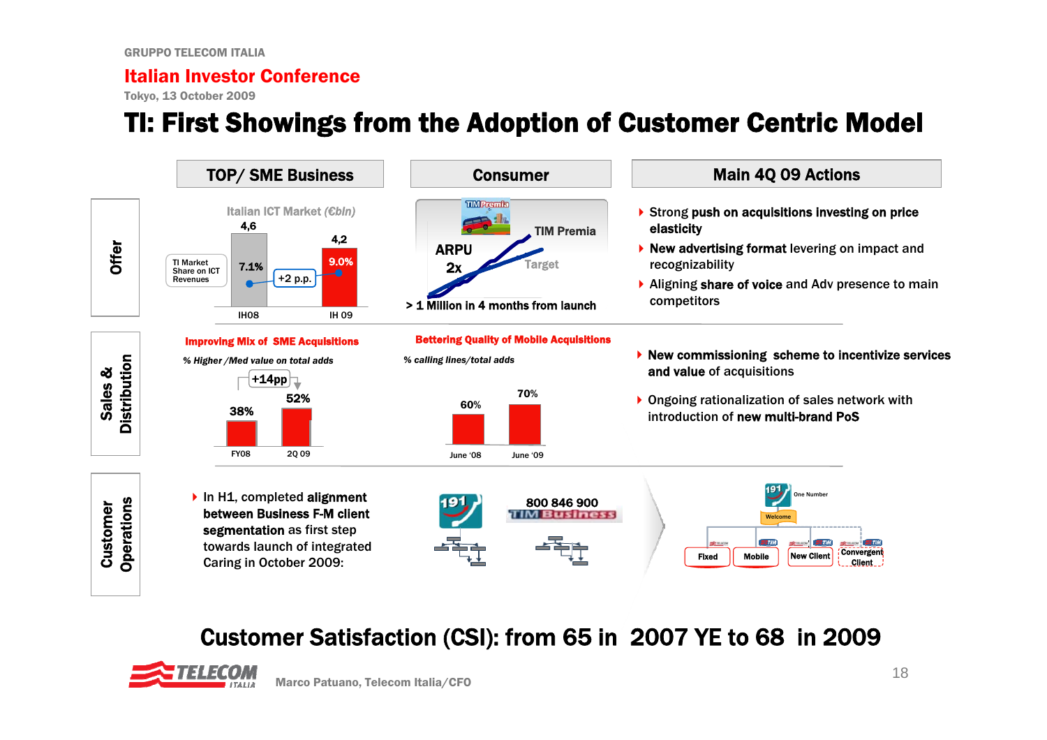GRUPPO TELECOM ITALIA

**Italian Investor Conference**

Tokyo, 13 October 2009

# TI: First Showings from the Adoption of Customer Centric Model

| | TOP/ SME Business | Consumer | Main 4Q 09 Actions |
|---|---|---|---|
| **Offer** | Italian ICT Market (€bln): IH08 4,6 – TI Market Share on ICT Revenues 7.1%; IH 09 4,2 – 9.0%; +2 p.p. | TIM Premia: ARPU 2x vs Target; > 1 Million in 4 months from launch | • Strong **push on acquisitions investing on price elasticity**<br>• **New advertising format** levering on impact and recognizability<br>• Aligning **share of voice** and Adv presence to main competitors |
| **Sales & Distribution** | **Improving Mix of SME Acquisitions** – *% Higher /Med value on total adds*: FY08 38%; 2Q 09 52% (+14pp) | **Bettering Quality of Mobile Acquisitions** – *% calling lines/total adds*: June '08 60%; June '09 70% | • **New commissioning scheme to incentivize services and value** of acquisitions<br>• Ongoing rationalization of sales network with introduction of **new multi-brand PoS** |
| **Customer Operations** | • In H1, completed **alignment between Business F-M client segmentation** as first step towards launch of integrated Caring in October 2009: | 191; 800 846 900 TIM Business | 191 One Number – Welcome – Fixed / Mobile / New Client / Convergent Client |

**Customer Satisfaction (CSI): from 65 in 2007 YE to 68 in 2009**

Marco Patuano, Telecom Italia/CFO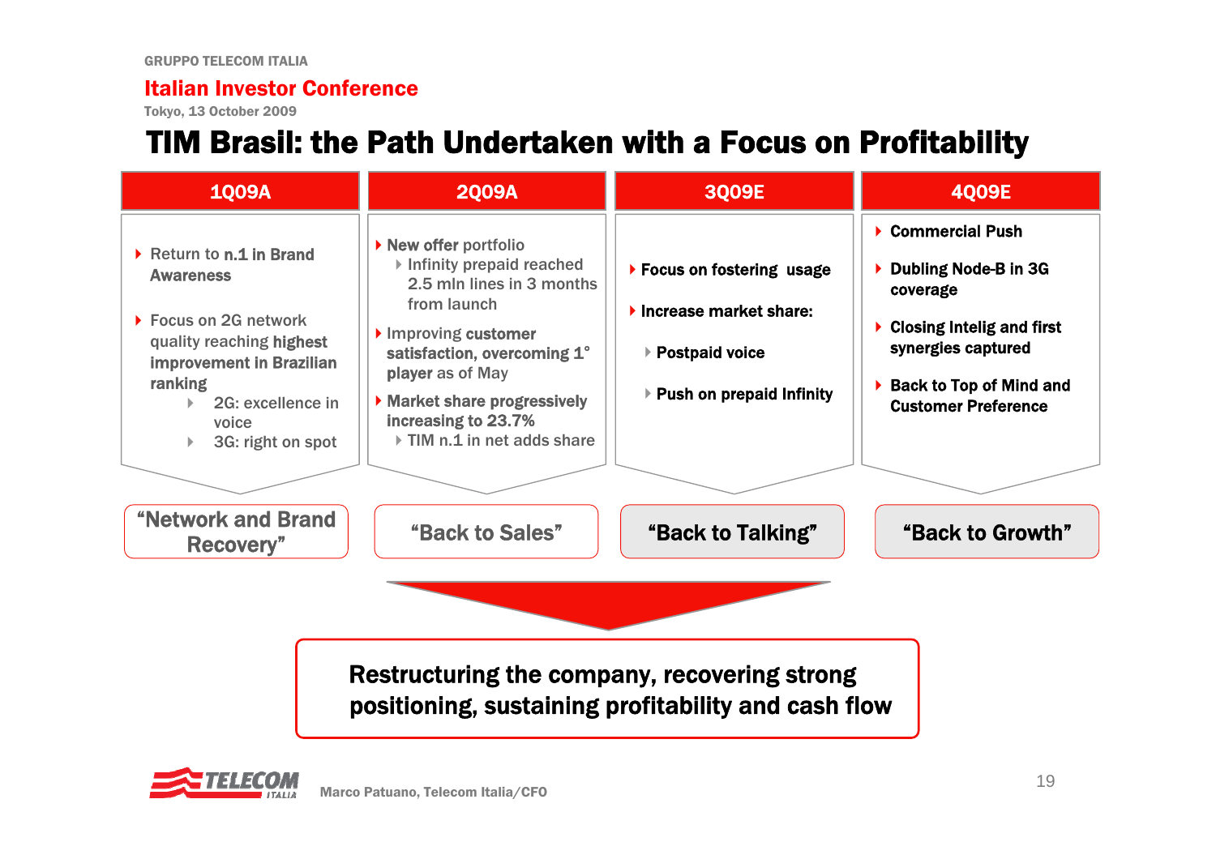GRUPPO TELECOM ITALIA

**Italian Investor Conference**

Tokyo, 13 October 2009

# TIM Brasil: the Path Undertaken with a Focus on Profitability

## 1Q09A

- Return to **n.1 in Brand Awareness**
- Focus on 2G network quality reaching **highest improvement in Brazilian ranking**
  - 2G: excellence in voice
  - 3G: right on spot

**"Network and Brand Recovery"**

## 2Q09A

- **New offer** portfolio
  - Infinity prepaid reached 2.5 mln lines in 3 months from launch
- Improving **customer satisfaction, overcoming 1° player** as of May
- **Market share progressively increasing to 23.7%**
  - TIM n.1 in net adds share

**"Back to Sales"**

## 3Q09E

- **Focus on fostering usage**
- **Increase market share:**
  - **Postpaid voice**
  - **Push on prepaid Infinity**

**"Back to Talking"**

## 4Q09E

- **Commercial Push**
- **Dubling Node-B in 3G coverage**
- **Closing Intelig and first synergies captured**
- **Back to Top of Mind and Customer Preference**

**"Back to Growth"**

**Restructuring the company, recovering strong positioning, sustaining profitability and cash flow**

Marco Patuano, Telecom Italia/CFO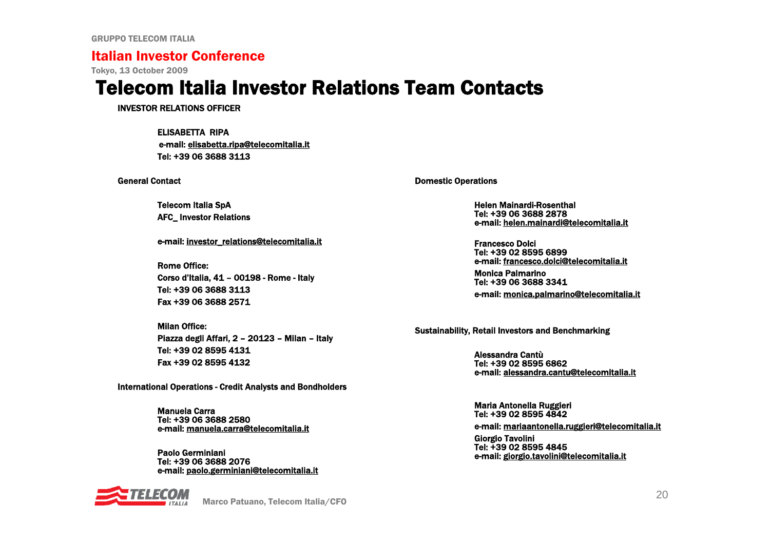GRUPPO TELECOM ITALIA

## Italian Investor Conference

Tokyo, 13 October 2009

# Telecom Italia Investor Relations Team Contacts

**INVESTOR RELATIONS OFFICER**

**ELISABETTA RIPA**
e-mail: elisabetta.ripa@telecomitalia.it
Tel: +39 06 3688 3113

**General Contact**

Telecom Italia SpA
AFC_ Investor Relations

e-mail: investor_relations@telecomitalia.it

Rome Office:
Corso d'Italia, 41 – 00198 - Rome - Italy
Tel: +39 06 3688 3113
Fax +39 06 3688 2571

Milan Office:
Piazza degli Affari, 2 – 20123 – Milan – Italy
Tel: +39 02 8595 4131
Fax +39 02 8595 4132

**International Operations - Credit Analysts and Bondholders**

Manuela Carra
Tel: +39 06 3688 2580
e-mail: manuela.carra@telecomitalia.it

Paolo Germiniani
Tel: +39 06 3688 2076
e-mail: paolo.germiniani@telecomitalia.it

**Domestic Operations**

Helen Mainardi-Rosenthal
Tel: +39 06 3688 2878
e-mail: helen.mainardi@telecomitalia.it

Francesco Dolci
Tel: +39 02 8595 6899
e-mail: francesco.dolci@telecomitalia.it

Monica Palmarino
Tel: +39 06 3688 3341
e-mail: monica.palmarino@telecomitalia.it

**Sustainability, Retail Investors and Benchmarking**

Alessandra Cantù
Tel: +39 02 8595 6862
e-mail: alessandra.cantu@telecomitalia.it

Maria Antonella Ruggieri
Tel: +39 02 8595 4842
e-mail: mariaantonella.ruggieri@telecomitalia.it

Giorgio Tavolini
Tel: +39 02 8595 4845
e-mail: giorgio.tavolini@telecomitalia.it

Marco Patuano, Telecom Italia/CFO